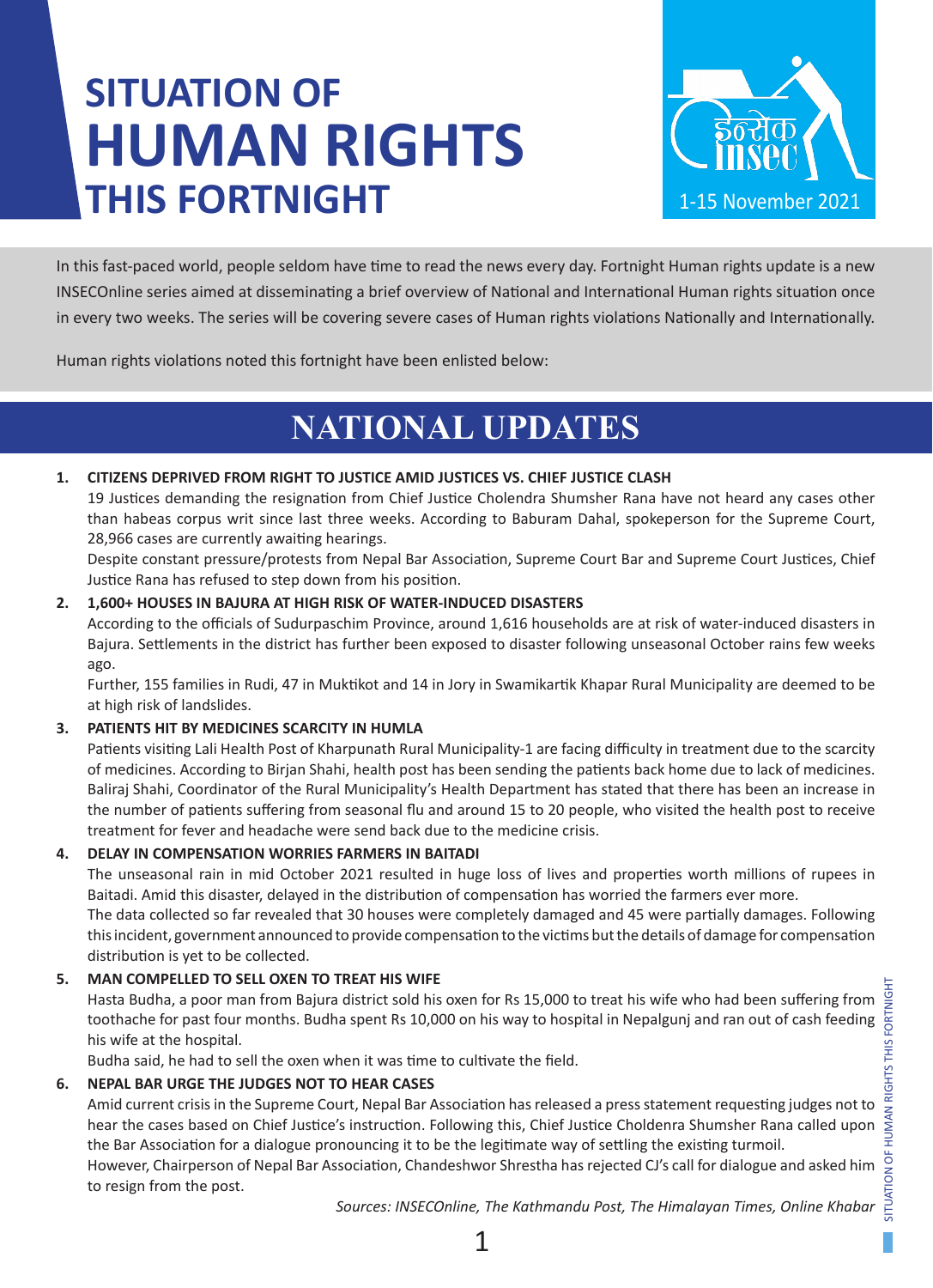# SITUATION OF HUMAN RIGHTS THIS FORTNIGHT

1-15 November 2021

In this fast-paced world, people seldom have time to read the news every day. Fortnight Human rights update is a new INSECOnline series aimed at disseminating a brief overview of National and International Human rights situation once in every two weeks. The series will be covering severe cases of Human rights violations Nationally and Internationally.

Human rights violations noted this fortnight have been enlisted below:

## NATIONAL UPDATES

1. **CITIZENS DEPRIVED FROM RIGHT TO JUSTICE AMID JUSTICES VS. CHIEF JUSTICE CLASH**
   19 Justices demanding the resignation from Chief Justice Cholendra Shumsher Rana have not heard any cases other than habeas corpus writ since last three weeks. According to Baburam Dahal, spokeperson for the Supreme Court, 28,966 cases are currently awaiting hearings.
   Despite constant pressure/protests from Nepal Bar Association, Supreme Court Bar and Supreme Court Justices, Chief Justice Rana has refused to step down from his position.

2. **1,600+ HOUSES IN BAJURA AT HIGH RISK OF WATER-INDUCED DISASTERS**
   According to the officials of Sudurpaschim Province, around 1,616 households are at risk of water-induced disasters in Bajura. Settlements in the district has further been exposed to disaster following unseasonal October rains few weeks ago.
   Further, 155 families in Rudi, 47 in Muktikot and 14 in Jory in Swamikartik Khapar Rural Municipality are deemed to be at high risk of landslides.

3. **PATIENTS HIT BY MEDICINES SCARCITY IN HUMLA**
   Patients visiting Lali Health Post of Kharpunath Rural Municipality-1 are facing difficulty in treatment due to the scarcity of medicines. According to Birjan Shahi, health post has been sending the patients back home due to lack of medicines. Baliraj Shahi, Coordinator of the Rural Municipality's Health Department has stated that there has been an increase in the number of patients suffering from seasonal flu and around 15 to 20 people, who visited the health post to receive treatment for fever and headache were send back due to the medicine crisis.

4. **DELAY IN COMPENSATION WORRIES FARMERS IN BAITADI**
   The unseasonal rain in mid October 2021 resulted in huge loss of lives and properties worth millions of rupees in Baitadi. Amid this disaster, delayed in the distribution of compensation has worried the farmers ever more.
   The data collected so far revealed that 30 houses were completely damaged and 45 were partially damages. Following this incident, government announced to provide compensation to the victims but the details of damage for compensation distribution is yet to be collected.

5. **MAN COMPELLED TO SELL OXEN TO TREAT HIS WIFE**
   Hasta Budha, a poor man from Bajura district sold his oxen for Rs 15,000 to treat his wife who had been suffering from toothache for past four months. Budha spent Rs 10,000 on his way to hospital in Nepalgunj and ran out of cash feeding his wife at the hospital.
   Budha said, he had to sell the oxen when it was time to cultivate the field.

6. **NEPAL BAR URGE THE JUDGES NOT TO HEAR CASES**
   Amid current crisis in the Supreme Court, Nepal Bar Association has released a press statement requesting judges not to hear the cases based on Chief Justice's instruction. Following this, Chief Justice Choldenra Shumsher Rana called upon the Bar Association for a dialogue pronouncing it to be the legitimate way of settling the existing turmoil.
   However, Chairperson of Nepal Bar Association, Chandeshwor Shrestha has rejected CJ's call for dialogue and asked him to resign from the post.

*Sources: INSECOnline, The Kathmandu Post, The Himalayan Times, Online Khabar*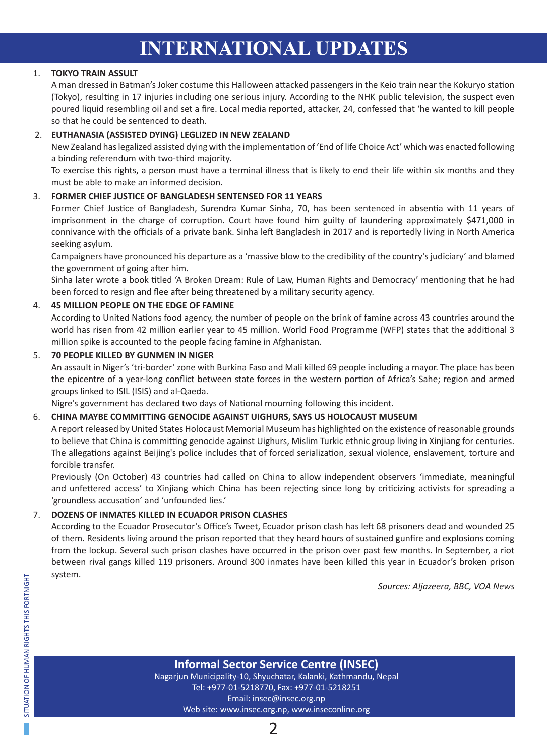# INTERNATIONAL UPDATES

1. **TOKYO TRAIN ASSULT**

   A man dressed in Batman's Joker costume this Halloween attacked passengers in the Keio train near the Kokuryo station (Tokyo), resulting in 17 injuries including one serious injury. According to the NHK public television, the suspect even poured liquid resembling oil and set a fire. Local media reported, attacker, 24, confessed that 'he wanted to kill people so that he could be sentenced to death.

2. **EUTHANASIA (ASSISTED DYING) LEGLIZED IN NEW ZEALAND**

   New Zealand has legalized assisted dying with the implementation of 'End of life Choice Act' which was enacted following a binding referendum with two-third majority.

   To exercise this rights, a person must have a terminal illness that is likely to end their life within six months and they must be able to make an informed decision.

3. **FORMER CHIEF JUSTICE OF BANGLADESH SENTENSED FOR 11 YEARS**

   Former Chief Justice of Bangladesh, Surendra Kumar Sinha, 70, has been sentenced in absentia with 11 years of imprisonment in the charge of corruption. Court have found him guilty of laundering approximately $471,000 in connivance with the officials of a private bank. Sinha left Bangladesh in 2017 and is reportedly living in North America seeking asylum.

   Campaigners have pronounced his departure as a 'massive blow to the credibility of the country's judiciary' and blamed the government of going after him.

   Sinha later wrote a book titled 'A Broken Dream: Rule of Law, Human Rights and Democracy' mentioning that he had been forced to resign and flee after being threatened by a military security agency.

4. **45 MILLION PEOPLE ON THE EDGE OF FAMINE**

   According to United Nations food agency, the number of people on the brink of famine across 43 countries around the world has risen from 42 million earlier year to 45 million. World Food Programme (WFP) states that the additional 3 million spike is accounted to the people facing famine in Afghanistan.

5. **70 PEOPLE KILLED BY GUNMEN IN NIGER**

   An assault in Niger's 'tri-border' zone with Burkina Faso and Mali killed 69 people including a mayor. The place has been the epicentre of a year-long conflict between state forces in the western portion of Africa's Sahe; region and armed groups linked to ISIL (ISIS) and al-Qaeda.

   Nigre's government has declared two days of National mourning following this incident.

6. **CHINA MAYBE COMMITTING GENOCIDE AGAINST UIGHURS, SAYS US HOLOCAUST MUSEUM**

   A report released by United States Holocaust Memorial Museum has highlighted on the existence of reasonable grounds to believe that China is committing genocide against Uighurs, Mislim Turkic ethnic group living in Xinjiang for centuries. The allegations against Beijing's police includes that of forced serialization, sexual violence, enslavement, torture and forcible transfer.

   Previously (On October) 43 countries had called on China to allow independent observers 'immediate, meaningful and unfettered access' to Xinjiang which China has been rejecting since long by criticizing activists for spreading a 'groundless accusation' and 'unfounded lies.'

7. **DOZENS OF INMATES KILLED IN ECUADOR PRISON CLASHES**

   According to the Ecuador Prosecutor's Office's Tweet, Ecuador prison clash has left 68 prisoners dead and wounded 25 of them. Residents living around the prison reported that they heard hours of sustained gunfire and explosions coming from the lockup. Several such prison clashes have occurred in the prison over past few months. In September, a riot between rival gangs killed 119 prisoners. Around 300 inmates have been killed this year in Ecuador's broken prison system.

*Sources: Aljazeera, BBC, VOA News*

**Informal Sector Service Centre (INSEC)**
Nagarjun Municipality-10, Shyuchatar, Kalanki, Kathmandu, Nepal
Tel: +977-01-5218770, Fax: +977-01-5218251
Email: insec@insec.org.np
Web site: www.insec.org.np, www.inseconline.org